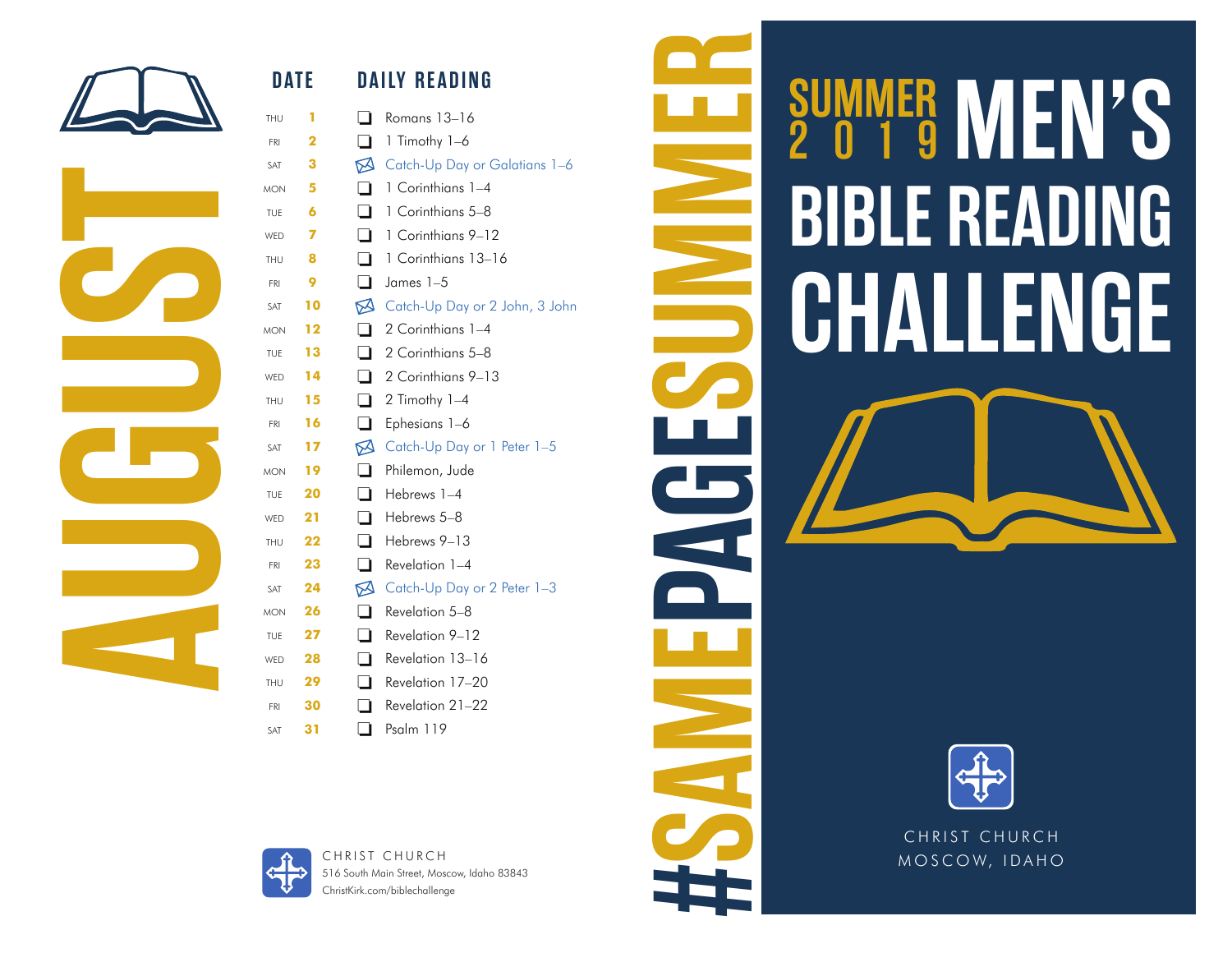# AUGUST

| DATE | | DAILY READING |
|---|---|---|
| THU | 1 | ❏ Romans 13–16 |
| FRI | 2 | ❏ 1 Timothy 1–6 |
| SAT | 3 | Catch-Up Day or Galatians 1–6 |
| MON | 5 | ❏ 1 Corinthians 1–4 |
| TUE | 6 | ❏ 1 Corinthians 5–8 |
| WED | 7 | ❏ 1 Corinthians 9–12 |
| THU | 8 | ❏ 1 Corinthians 13–16 |
| FRI | 9 | ❏ James 1–5 |
| SAT | 10 | Catch-Up Day or 2 John, 3 John |
| MON | 12 | ❏ 2 Corinthians 1–4 |
| TUE | 13 | ❏ 2 Corinthians 5–8 |
| WED | 14 | ❏ 2 Corinthians 9–13 |
| THU | 15 | ❏ 2 Timothy 1–4 |
| FRI | 16 | ❏ Ephesians 1–6 |
| SAT | 17 | Catch-Up Day or 1 Peter 1–5 |
| MON | 19 | ❏ Philemon, Jude |
| TUE | 20 | ❏ Hebrews 1–4 |
| WED | 21 | ❏ Hebrews 5–8 |
| THU | 22 | ❏ Hebrews 9–13 |
| FRI | 23 | ❏ Revelation 1–4 |
| SAT | 24 | Catch-Up Day or 2 Peter 1–3 |
| MON | 26 | ❏ Revelation 5–8 |
| TUE | 27 | ❏ Revelation 9–12 |
| WED | 28 | ❏ Revelation 13–16 |
| THU | 29 | ❏ Revelation 17–20 |
| FRI | 30 | ❏ Revelation 21–22 |
| SAT | 31 | ❏ Psalm 119 |

CHRIST CHURCH
516 South Main Street, Moscow, Idaho 83843
ChristKirk.com/biblechallenge

#SAMEPAGESUMMER

# SUMMER 2019 MEN'S BIBLE READING CHALLENGE

CHRIST CHURCH
MOSCOW, IDAHO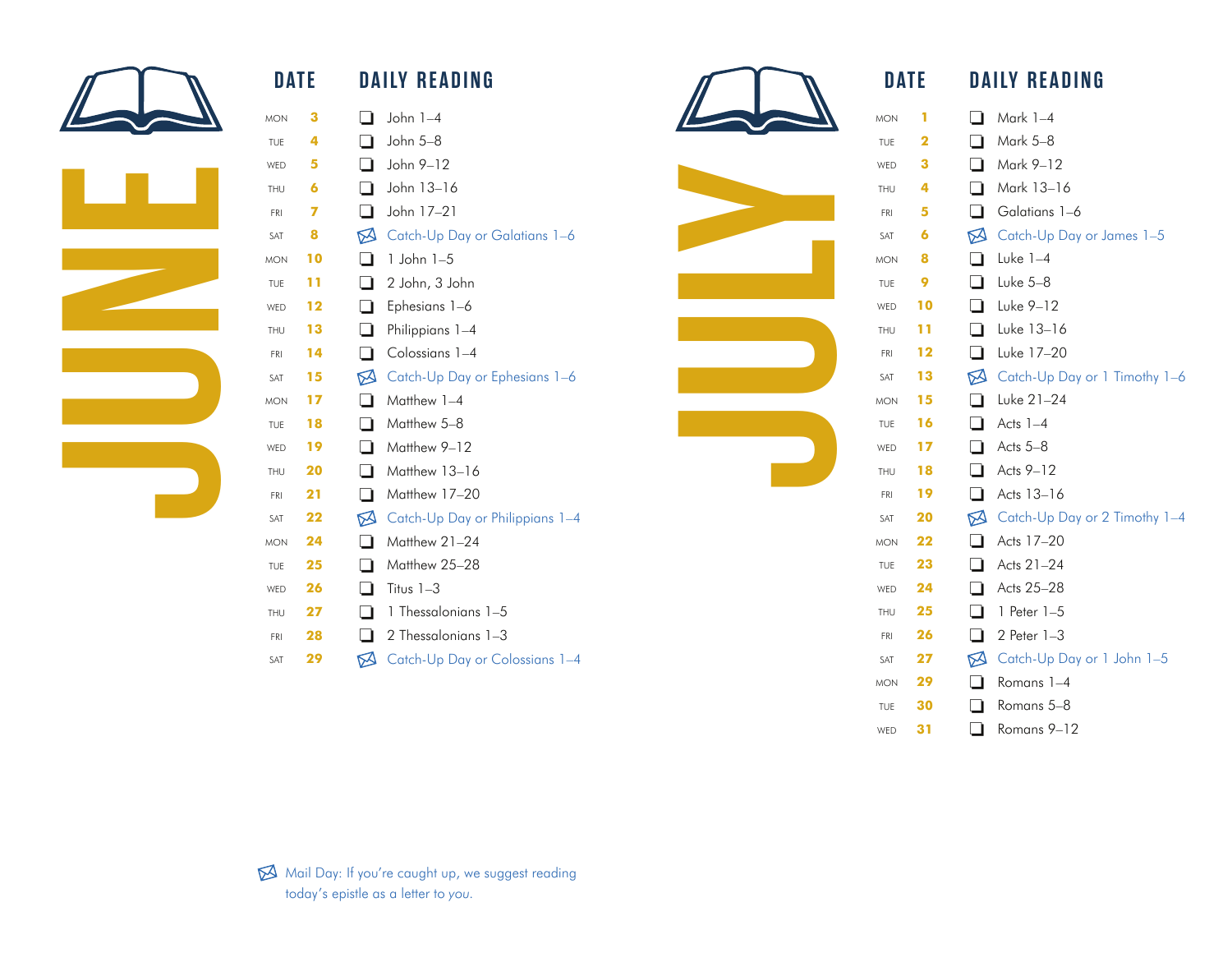# JUNE

| DATE | | DAILY READING |
| --- | --- | --- |
| MON | 3 | ❑ John 1–4 |
| TUE | 4 | ❑ John 5–8 |
| WED | 5 | ❑ John 9–12 |
| THU | 6 | ❑ John 13–16 |
| FRI | 7 | ❑ John 17–21 |
| SAT | 8 | ✉ Catch-Up Day or Galatians 1–6 |
| MON | 10 | ❑ 1 John 1–5 |
| TUE | 11 | ❑ 2 John, 3 John |
| WED | 12 | ❑ Ephesians 1–6 |
| THU | 13 | ❑ Philippians 1–4 |
| FRI | 14 | ❑ Colossians 1–4 |
| SAT | 15 | ✉ Catch-Up Day or Ephesians 1–6 |
| MON | 17 | ❑ Matthew 1–4 |
| TUE | 18 | ❑ Matthew 5–8 |
| WED | 19 | ❑ Matthew 9–12 |
| THU | 20 | ❑ Matthew 13–16 |
| FRI | 21 | ❑ Matthew 17–20 |
| SAT | 22 | ✉ Catch-Up Day or Philippians 1–4 |
| MON | 24 | ❑ Matthew 21–24 |
| TUE | 25 | ❑ Matthew 25–28 |
| WED | 26 | ❑ Titus 1–3 |
| THU | 27 | ❑ 1 Thessalonians 1–5 |
| FRI | 28 | ❑ 2 Thessalonians 1–3 |
| SAT | 29 | ✉ Catch-Up Day or Colossians 1–4 |

# JULY

| DATE | | DAILY READING |
| --- | --- | --- |
| MON | 1 | ❑ Mark 1–4 |
| TUE | 2 | ❑ Mark 5–8 |
| WED | 3 | ❑ Mark 9–12 |
| THU | 4 | ❑ Mark 13–16 |
| FRI | 5 | ❑ Galatians 1–6 |
| SAT | 6 | ✉ Catch-Up Day or James 1–5 |
| MON | 8 | ❑ Luke 1–4 |
| TUE | 9 | ❑ Luke 5–8 |
| WED | 10 | ❑ Luke 9–12 |
| THU | 11 | ❑ Luke 13–16 |
| FRI | 12 | ❑ Luke 17–20 |
| SAT | 13 | ✉ Catch-Up Day or 1 Timothy 1–6 |
| MON | 15 | ❑ Luke 21–24 |
| TUE | 16 | ❑ Acts 1–4 |
| WED | 17 | ❑ Acts 5–8 |
| THU | 18 | ❑ Acts 9–12 |
| FRI | 19 | ❑ Acts 13–16 |
| SAT | 20 | ✉ Catch-Up Day or 2 Timothy 1–4 |
| MON | 22 | ❑ Acts 17–20 |
| TUE | 23 | ❑ Acts 21–24 |
| WED | 24 | ❑ Acts 25–28 |
| THU | 25 | ❑ 1 Peter 1–5 |
| FRI | 26 | ❑ 2 Peter 1–3 |
| SAT | 27 | ✉ Catch-Up Day or 1 John 1–5 |
| MON | 29 | ❑ Romans 1–4 |
| TUE | 30 | ❑ Romans 5–8 |
| WED | 31 | ❑ Romans 9–12 |

✉ Mail Day: If you're caught up, we suggest reading today's epistle as a letter to *you*.